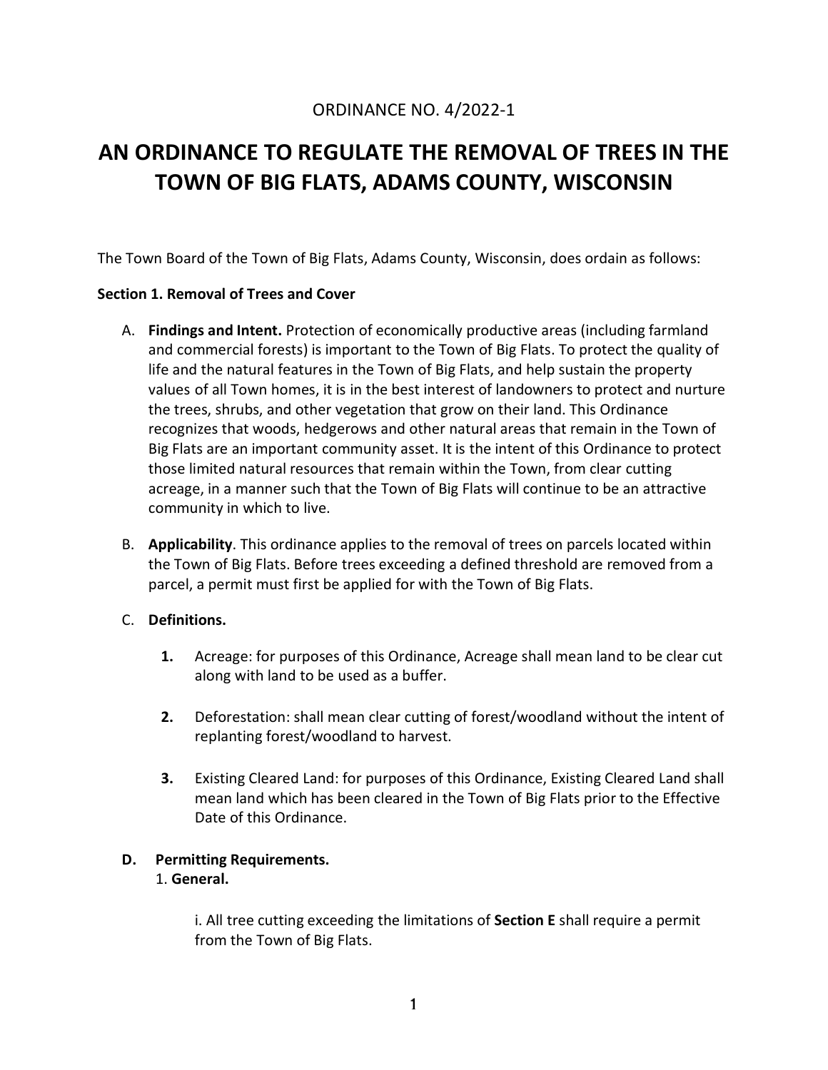ORDINANCE NO. 4/2022-1

# AN ORDINANCE TO REGULATE THE REMOVAL OF TREES IN THE TOWN OF BIG FLATS, ADAMS COUNTY, WISCONSIN

The Town Board of the Town of Big Flats, Adams County, Wisconsin, does ordain as follows:

**Section 1. Removal of Trees and Cover**

A. **Findings and Intent.** Protection of economically productive areas (including farmland and commercial forests) is important to the Town of Big Flats. To protect the quality of life and the natural features in the Town of Big Flats, and help sustain the property values of all Town homes, it is in the best interest of landowners to protect and nurture the trees, shrubs, and other vegetation that grow on their land. This Ordinance recognizes that woods, hedgerows and other natural areas that remain in the Town of Big Flats are an important community asset. It is the intent of this Ordinance to protect those limited natural resources that remain within the Town, from clear cutting acreage, in a manner such that the Town of Big Flats will continue to be an attractive community in which to live.

B. **Applicability**. This ordinance applies to the removal of trees on parcels located within the Town of Big Flats. Before trees exceeding a defined threshold are removed from a parcel, a permit must first be applied for with the Town of Big Flats.

C. **Definitions.**

   **1.** Acreage: for purposes of this Ordinance, Acreage shall mean land to be clear cut along with land to be used as a buffer.

   **2.** Deforestation: shall mean clear cutting of forest/woodland without the intent of replanting forest/woodland to harvest.

   **3.** Existing Cleared Land: for purposes of this Ordinance, Existing Cleared Land shall mean land which has been cleared in the Town of Big Flats prior to the Effective Date of this Ordinance.

**D. Permitting Requirements.**

1. **General.**

   i. All tree cutting exceeding the limitations of **Section E** shall require a permit from the Town of Big Flats.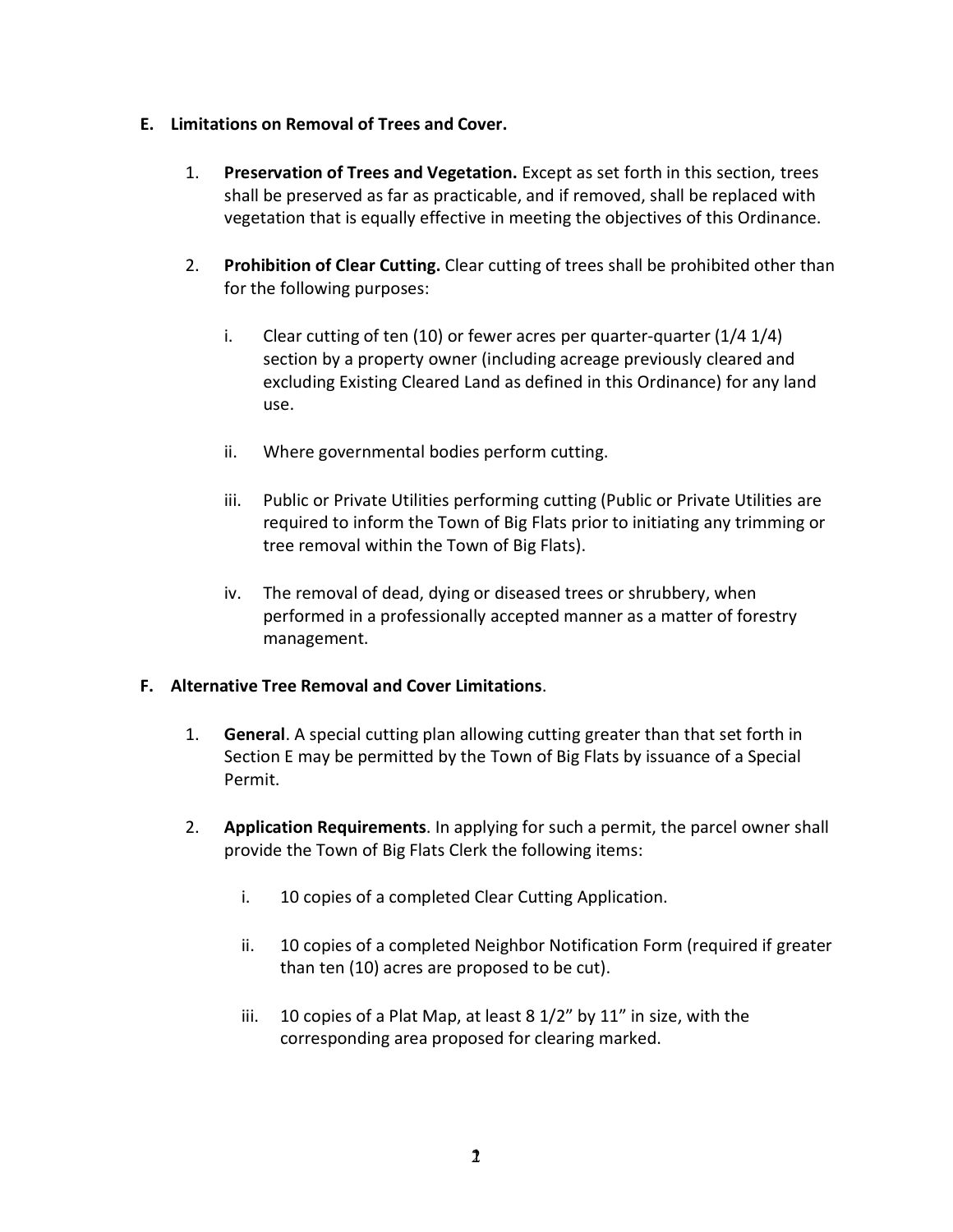**E. Limitations on Removal of Trees and Cover.**

1. **Preservation of Trees and Vegetation.** Except as set forth in this section, trees shall be preserved as far as practicable, and if removed, shall be replaced with vegetation that is equally effective in meeting the objectives of this Ordinance.

2. **Prohibition of Clear Cutting.** Clear cutting of trees shall be prohibited other than for the following purposes:

   i. Clear cutting of ten (10) or fewer acres per quarter-quarter (1/4 1/4) section by a property owner (including acreage previously cleared and excluding Existing Cleared Land as defined in this Ordinance) for any land use.

   ii. Where governmental bodies perform cutting.

   iii. Public or Private Utilities performing cutting (Public or Private Utilities are required to inform the Town of Big Flats prior to initiating any trimming or tree removal within the Town of Big Flats).

   iv. The removal of dead, dying or diseased trees or shrubbery, when performed in a professionally accepted manner as a matter of forestry management.

**F. Alternative Tree Removal and Cover Limitations**.

1. **General**. A special cutting plan allowing cutting greater than that set forth in Section E may be permitted by the Town of Big Flats by issuance of a Special Permit.

2. **Application Requirements**. In applying for such a permit, the parcel owner shall provide the Town of Big Flats Clerk the following items:

   i. 10 copies of a completed Clear Cutting Application.

   ii. 10 copies of a completed Neighbor Notification Form (required if greater than ten (10) acres are proposed to be cut).

   iii. 10 copies of a Plat Map, at least 8 1/2" by 11" in size, with the corresponding area proposed for clearing marked.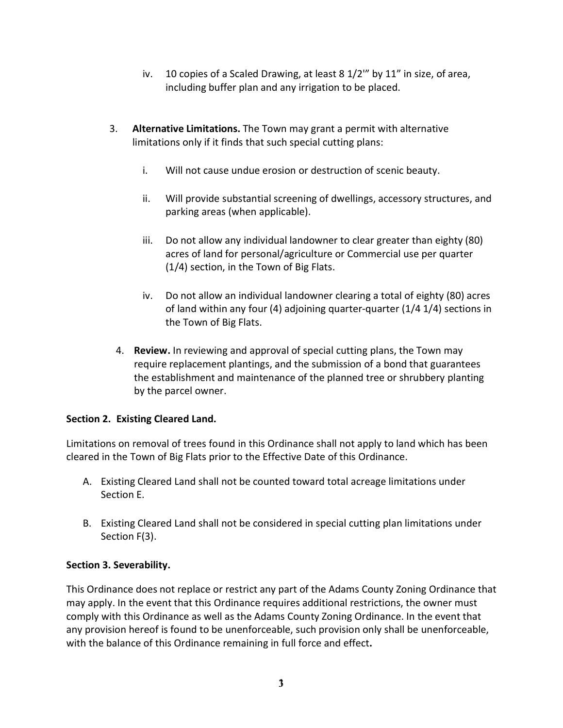iv. 10 copies of a Scaled Drawing, at least 8 1/2'" by 11" in size, of area, including buffer plan and any irrigation to be placed.

3. **Alternative Limitations.** The Town may grant a permit with alternative limitations only if it finds that such special cutting plans:

   i. Will not cause undue erosion or destruction of scenic beauty.

   ii. Will provide substantial screening of dwellings, accessory structures, and parking areas (when applicable).

   iii. Do not allow any individual landowner to clear greater than eighty (80) acres of land for personal/agriculture or Commercial use per quarter (1/4) section, in the Town of Big Flats.

   iv. Do not allow an individual landowner clearing a total of eighty (80) acres of land within any four (4) adjoining quarter-quarter (1/4 1/4) sections in the Town of Big Flats.

4. **Review.** In reviewing and approval of special cutting plans, the Town may require replacement plantings, and the submission of a bond that guarantees the establishment and maintenance of the planned tree or shrubbery planting by the parcel owner.

**Section 2. Existing Cleared Land.**

Limitations on removal of trees found in this Ordinance shall not apply to land which has been cleared in the Town of Big Flats prior to the Effective Date of this Ordinance.

A. Existing Cleared Land shall not be counted toward total acreage limitations under Section E.

B. Existing Cleared Land shall not be considered in special cutting plan limitations under Section F(3).

**Section 3. Severability.**

This Ordinance does not replace or restrict any part of the Adams County Zoning Ordinance that may apply. In the event that this Ordinance requires additional restrictions, the owner must comply with this Ordinance as well as the Adams County Zoning Ordinance. In the event that any provision hereof is found to be unenforceable, such provision only shall be unenforceable, with the balance of this Ordinance remaining in full force and effect**.**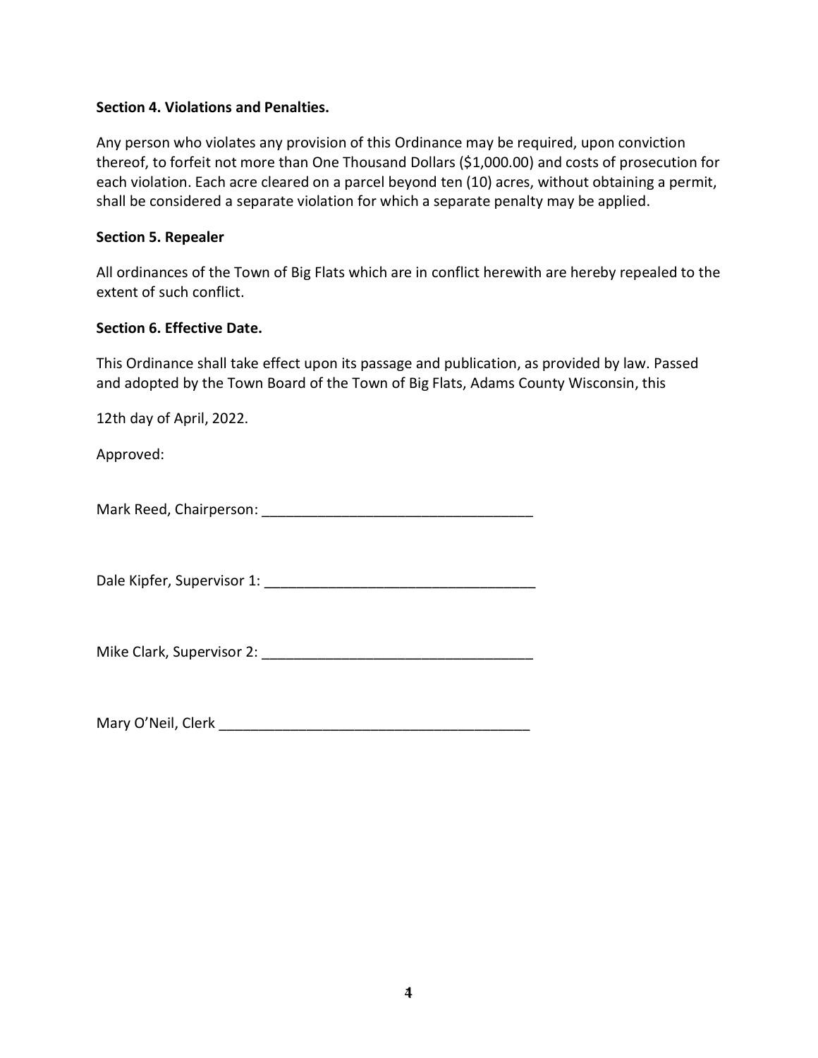**Section 4. Violations and Penalties.**

Any person who violates any provision of this Ordinance may be required, upon conviction thereof, to forfeit not more than One Thousand Dollars ($1,000.00) and costs of prosecution for each violation. Each acre cleared on a parcel beyond ten (10) acres, without obtaining a permit, shall be considered a separate violation for which a separate penalty may be applied.

**Section 5. Repealer**

All ordinances of the Town of Big Flats which are in conflict herewith are hereby repealed to the extent of such conflict.

**Section 6. Effective Date.**

This Ordinance shall take effect upon its passage and publication, as provided by law. Passed and adopted by the Town Board of the Town of Big Flats, Adams County Wisconsin, this

12th day of April, 2022.

Approved:

Mark Reed, Chairperson: __________________________________

Dale Kipfer, Supervisor 1: __________________________________

Mike Clark, Supervisor 2: __________________________________

Mary O'Neil, Clerk _______________________________________